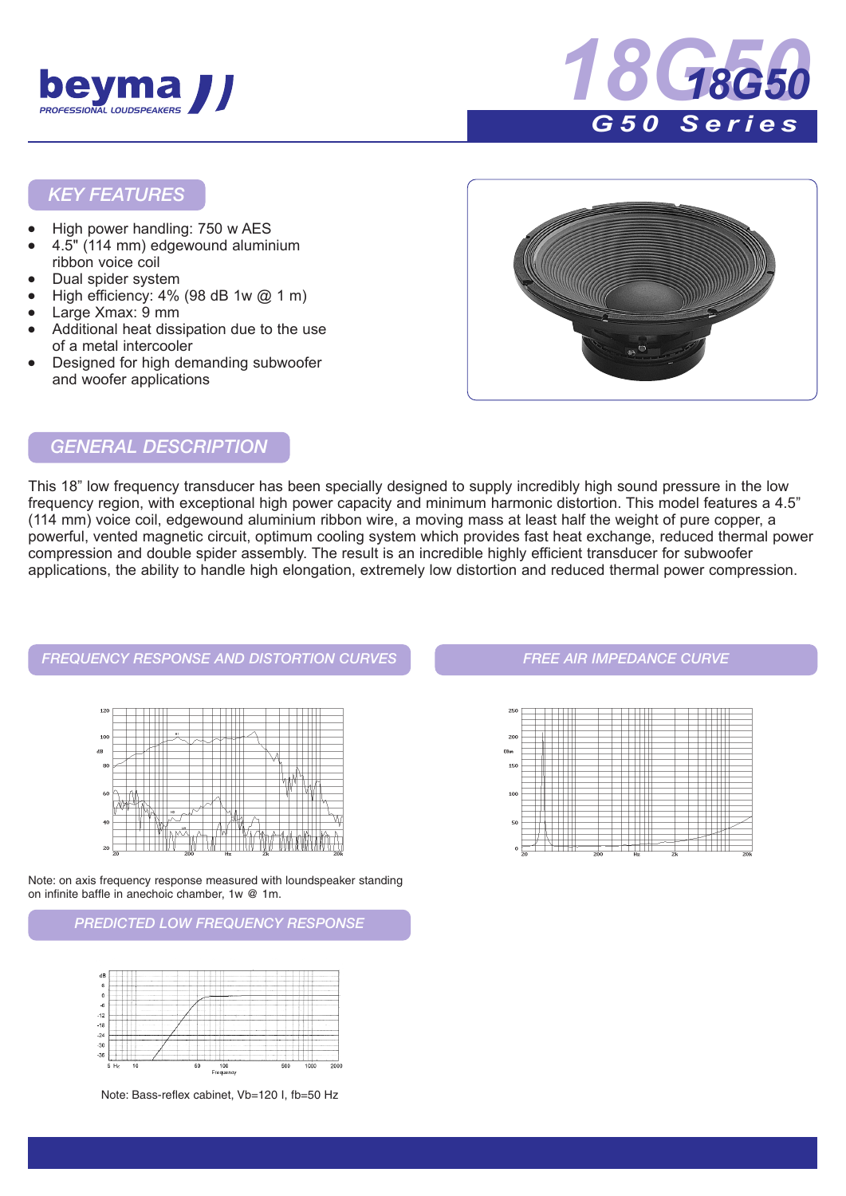# beyma

PROFESSIONAL LOUDSPEAKERS

# 18G50

## G50 Series

## KEY FEATURES

- High power handling: 750 w AES
- 4.5" (114 mm) edgewound aluminium ribbon voice coil
- Dual spider system
- High efficiency: 4% (98 dB 1w @ 1 m)
- Large Xmax: 9 mm
- Additional heat dissipation due to the use of a metal intercooler
- Designed for high demanding subwoofer and woofer applications

## GENERAL DESCRIPTION

This 18" low frequency transducer has been specially designed to supply incredibly high sound pressure in the low frequency region, with exceptional high power capacity and minimum harmonic distortion. This model features a 4.5" (114 mm) voice coil, edgewound aluminium ribbon wire, a moving mass at least half the weight of pure copper, a powerful, vented magnetic circuit, optimum cooling system which provides fast heat exchange, reduced thermal power compression and double spider assembly. The result is an incredible highly efficient transducer for subwoofer applications, the ability to handle high elongation, extremely low distortion and reduced thermal power compression.

## FREQUENCY RESPONSE AND DISTORTION CURVES

Note: on axis frequency response measured with loundspeaker standing on infinite baffle in anechoic chamber, 1w @ 1m.

## FREE AIR IMPEDANCE CURVE

## PREDICTED LOW FREQUENCY RESPONSE

Note: Bass-reflex cabinet, Vb=120 l, fb=50 Hz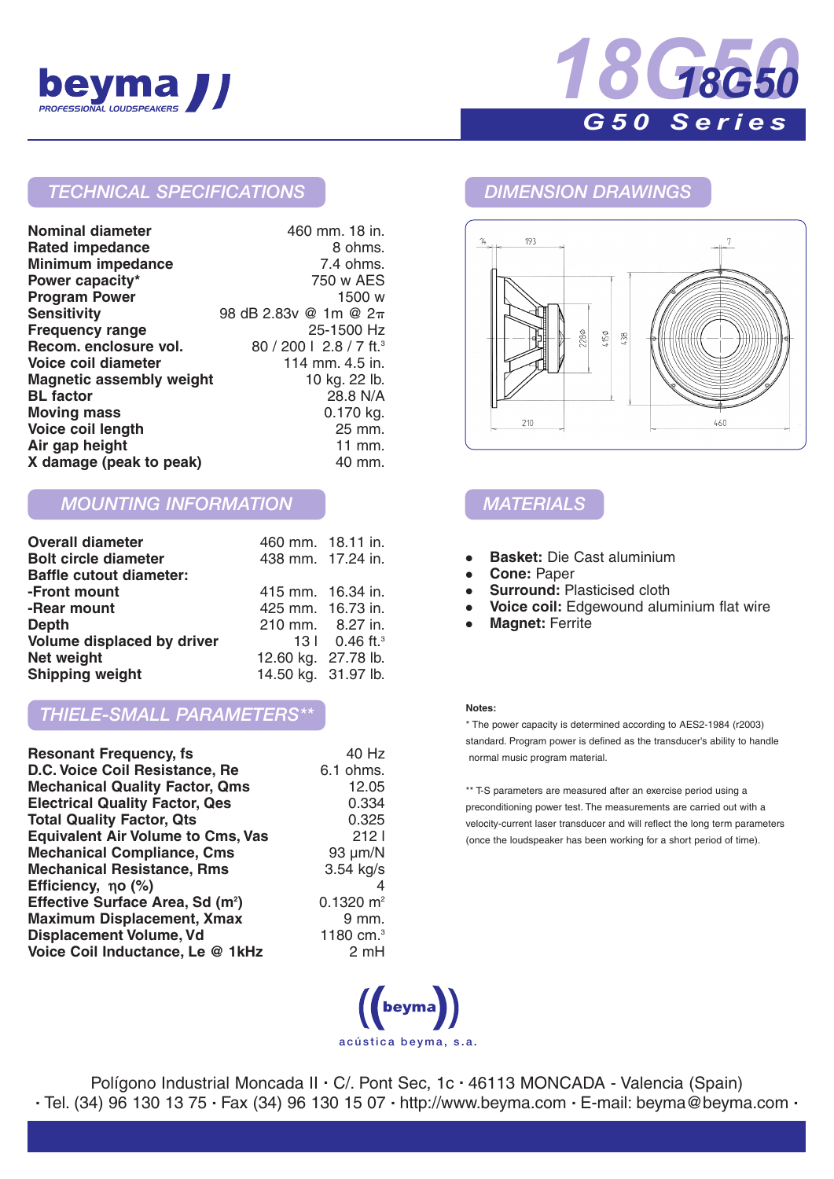# 18G50

## G50 Series

## TECHNICAL SPECIFICATIONS

| | |
|---|---|
| **Nominal diameter** | 460 mm. 18 in. |
| **Rated impedance** | 8 ohms. |
| **Minimum impedance** | 7.4 ohms. |
| **Power capacity*** | 750 w AES |
| **Program Power** | 1500 w |
| **Sensitivity** | 98 dB 2.83v @ 1m @ $2\pi$ |
| **Frequency range** | 25-1500 Hz |
| **Recom. enclosure vol.** | 80 / 200 l 2.8 / 7 ft.³ |
| **Voice coil diameter** | 114 mm. 4.5 in. |
| **Magnetic assembly weight** | 10 kg. 22 lb. |
| **BL factor** | 28.8 N/A |
| **Moving mass** | 0.170 kg. |
| **Voice coil length** | 25 mm. |
| **Air gap height** | 11 mm. |
| **X damage (peak to peak)** | 40 mm. |

## MOUNTING INFORMATION

| | | |
|---|---|---|
| **Overall diameter** | 460 mm. | 18.11 in. |
| **Bolt circle diameter** | 438 mm. | 17.24 in. |
| **Baffle cutout diameter:** | | |
| **-Front mount** | 415 mm. | 16.34 in. |
| **-Rear mount** | 425 mm. | 16.73 in. |
| **Depth** | 210 mm. | 8.27 in. |
| **Volume displaced by driver** | 13 l | 0.46 ft.³ |
| **Net weight** | 12.60 kg. | 27.78 lb. |
| **Shipping weight** | 14.50 kg. | 31.97 lb. |

## THIELE-SMALL PARAMETERS**

| | |
|---|---|
| **Resonant Frequency, fs** | 40 Hz |
| **D.C. Voice Coil Resistance, Re** | 6.1 ohms. |
| **Mechanical Quality Factor, Qms** | 12.05 |
| **Electrical Quality Factor, Qes** | 0.334 |
| **Total Quality Factor, Qts** | 0.325 |
| **Equivalent Air Volume to Cms, Vas** | 212 l |
| **Mechanical Compliance, Cms** | 93 µm/N |
| **Mechanical Resistance, Rms** | 3.54 kg/s |
| **Efficiency, $\eta_o$ (%)** | 4 |
| **Effective Surface Area, Sd ($m^2$)** | 0.1320 $m^2$ |
| **Maximum Displacement, Xmax** | 9 mm. |
| **Displacement Volume, Vd** | 1180 cm.³ |
| **Voice Coil Inductance, Le @ 1kHz** | 2 mH |

## DIMENSION DRAWINGS

14
193
7
228Ø
415Ø
438
210
460

## MATERIALS

- **Basket:** Die Cast aluminium
- **Cone:** Paper
- **Surround:** Plasticised cloth
- **Voice coil:** Edgewound aluminium flat wire
- **Magnet:** Ferrite

**Notes:**

\* The power capacity is determined according to AES2-1984 (r2003) standard. Program power is defined as the transducer's ability to handle normal music program material.

** T-S parameters are measured after an exercise period using a preconditioning power test. The measurements are carried out with a velocity-current laser transducer and will reflect the long term parameters (once the loudspeaker has been working for a short period of time).

acústica beyma, s.a.

Polígono Industrial Moncada II · C/. Pont Sec, 1c · 46113 MONCADA - Valencia (Spain)
· Tel. (34) 96 130 13 75 · Fax (34) 96 130 15 07 · http://www.beyma.com · E-mail: beyma@beyma.com ·